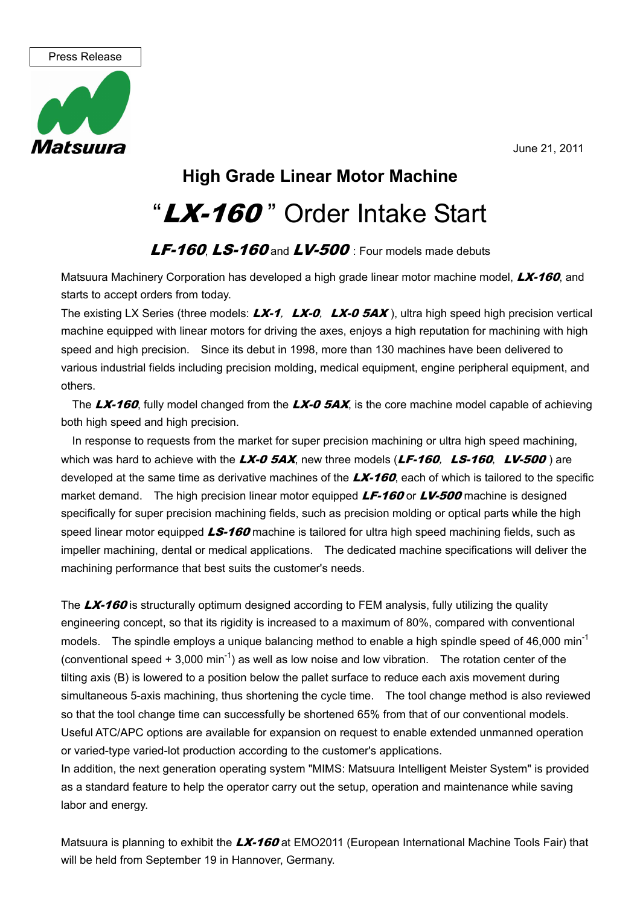Press Release

Matsuura

June 21, 2011

## High Grade Linear Motor Machine

# "***LX-160***" Order Intake Start

### ***LF-160***, ***LS-160*** and ***LV-500*** : Four models made debuts

Matsuura Machinery Corporation has developed a high grade linear motor machine model, ***LX-160***, and starts to accept orders from today.

The existing LX Series (three models: ***LX-1***, ***LX-0***, ***LX-0 5AX***), ultra high speed high precision vertical machine equipped with linear motors for driving the axes, enjoys a high reputation for machining with high speed and high precision. Since its debut in 1998, more than 130 machines have been delivered to various industrial fields including precision molding, medical equipment, engine peripheral equipment, and others.

The ***LX-160***, fully model changed from the ***LX-0 5AX***, is the core machine model capable of achieving both high speed and high precision.

In response to requests from the market for super precision machining or ultra high speed machining, which was hard to achieve with the ***LX-0 5AX***, new three models (***LF-160***, ***LS-160***, ***LV-500***) are developed at the same time as derivative machines of the ***LX-160***, each of which is tailored to the specific market demand. The high precision linear motor equipped ***LF-160*** or ***LV-500*** machine is designed specifically for super precision machining fields, such as precision molding or optical parts while the high speed linear motor equipped ***LS-160*** machine is tailored for ultra high speed machining fields, such as impeller machining, dental or medical applications. The dedicated machine specifications will deliver the machining performance that best suits the customer's needs.

The ***LX-160*** is structurally optimum designed according to FEM analysis, fully utilizing the quality engineering concept, so that its rigidity is increased to a maximum of 80%, compared with conventional models. The spindle employs a unique balancing method to enable a high spindle speed of 46,000 $min^{-1}$ (conventional speed + 3,000 $min^{-1}$) as well as low noise and low vibration. The rotation center of the tilting axis (B) is lowered to a position below the pallet surface to reduce each axis movement during simultaneous 5-axis machining, thus shortening the cycle time. The tool change method is also reviewed so that the tool change time can successfully be shortened 65% from that of our conventional models. Useful ATC/APC options are available for expansion on request to enable extended unmanned operation or varied-type varied-lot production according to the customer's applications.

In addition, the next generation operating system "MIMS: Matsuura Intelligent Meister System" is provided as a standard feature to help the operator carry out the setup, operation and maintenance while saving labor and energy.

Matsuura is planning to exhibit the ***LX-160*** at EMO2011 (European International Machine Tools Fair) that will be held from September 19 in Hannover, Germany.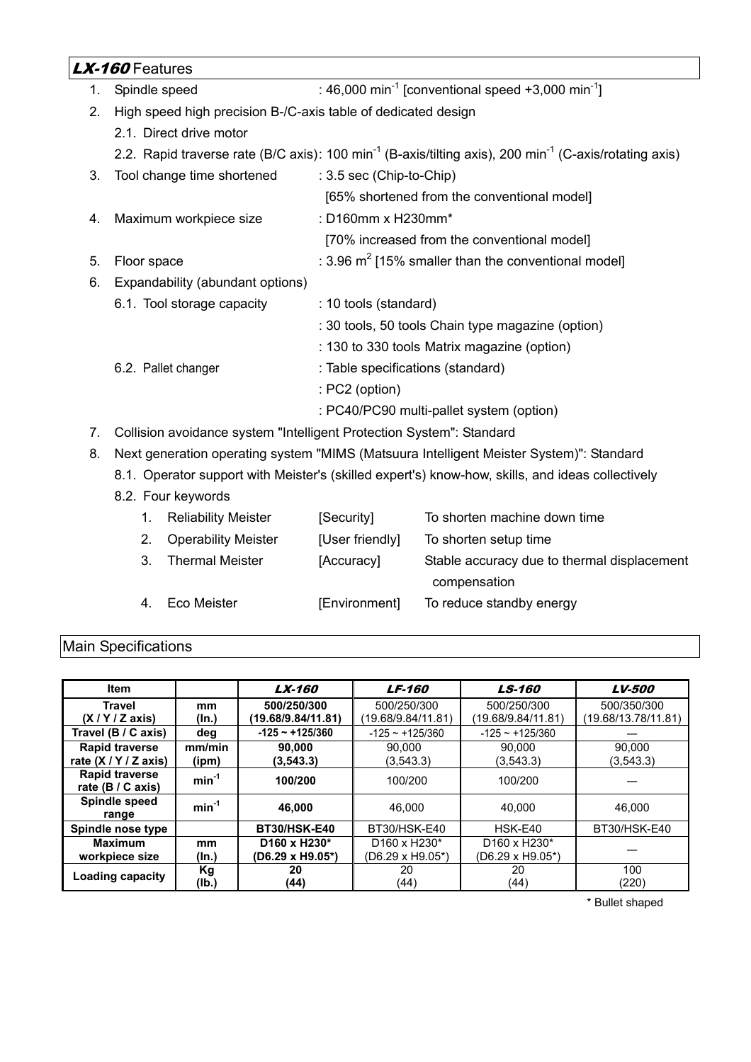## *LX-160* Features

1. Spindle speed : 46,000 $min^{-1}$ [conventional speed +3,000 $min^{-1}$]
2. High speed high precision B-/C-axis table of dedicated design
   - 2.1. Direct drive motor
   - 2.2. Rapid traverse rate (B/C axis): 100 $min^{-1}$ (B-axis/tilting axis), 200 $min^{-1}$ (C-axis/rotating axis)
3. Tool change time shortened : 3.5 sec (Chip-to-Chip)
   [65% shortened from the conventional model]
4. Maximum workpiece size : D160mm x H230mm*
   [70% increased from the conventional model]
5. Floor space : 3.96 $m^2$ [15% smaller than the conventional model]
6. Expandability (abundant options)
   - 6.1. Tool storage capacity : 10 tools (standard)
     : 30 tools, 50 tools Chain type magazine (option)
     : 130 to 330 tools Matrix magazine (option)
   - 6.2. Pallet changer : Table specifications (standard)
     : PC2 (option)
     : PC40/PC90 multi-pallet system (option)
7. Collision avoidance system "Intelligent Protection System": Standard
8. Next generation operating system "MIMS (Matsuura Intelligent Meister System)": Standard
   - 8.1. Operator support with Meister's (skilled expert's) know-how, skills, and ideas collectively
   - 8.2. Four keywords
     1. Reliability Meister [Security] To shorten machine down time
     2. Operability Meister [User friendly] To shorten setup time
     3. Thermal Meister [Accuracy] Stable accuracy due to thermal displacement compensation
     4. Eco Meister [Environment] To reduce standby energy

## Main Specifications

| Item | | *LX-160* | *LF-160* | *LS-160* | *LV-500* |
|---|---|---|---|---|---|
| Travel (X / Y / Z axis) | mm (In.) | **500/250/300 (19.68/9.84/11.81)** | 500/250/300 (19.68/9.84/11.81) | 500/250/300 (19.68/9.84/11.81) | 500/350/300 (19.68/13.78/11.81) |
| Travel (B / C axis) | deg | **-125 ~ +125/360** | -125 ~ +125/360 | -125 ~ +125/360 | — |
| Rapid traverse rate (X / Y / Z axis) | mm/min (ipm) | **90,000 (3,543.3)** | 90,000 (3,543.3) | 90,000 (3,543.3) | 90,000 (3,543.3) |
| Rapid traverse rate (B / C axis) | $min^{-1}$ | **100/200** | 100/200 | 100/200 | — |
| Spindle speed range | $min^{-1}$ | **46,000** | 46,000 | 40,000 | 46,000 |
| Spindle nose type | | **BT30/HSK-E40** | BT30/HSK-E40 | HSK-E40 | BT30/HSK-E40 |
| Maximum workpiece size | mm (In.) | **D160 x H230* (D6.29 x H9.05*)** | D160 x H230* (D6.29 x H9.05*) | D160 x H230* (D6.29 x H9.05*) | — |
| Loading capacity | Kg (lb.) | **20 (44)** | 20 (44) | 20 (44) | 100 (220) |

\* Bullet shaped